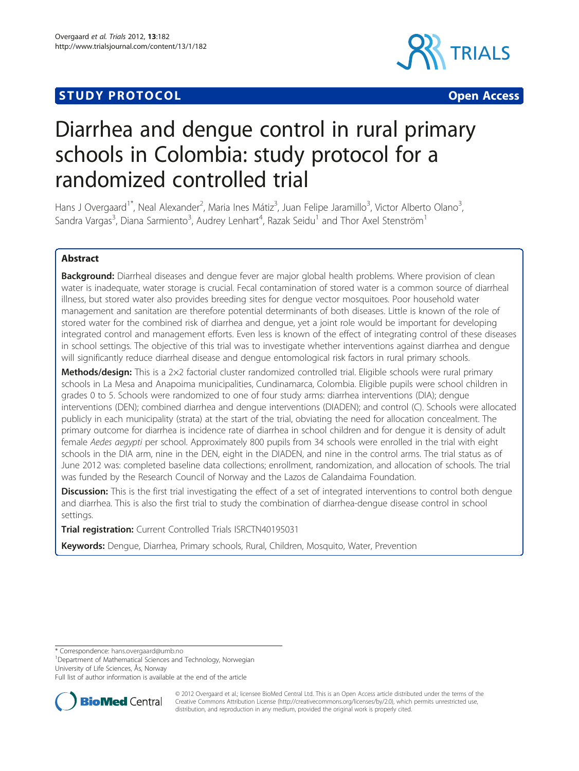STUDY PROTOCOL Open Access

# Diarrhea and dengue control in rural primary schools in Colombia: study protocol for a randomized controlled trial

Hans J Overgaard[1*], Neal Alexander[2], Maria Ines Mátiz[3], Juan Felipe Jaramillo[3], Victor Alberto Olano[3], Sandra Vargas[3], Diana Sarmiento[3], Audrey Lenhart[4], Razak Seidu[1] and Thor Axel Stenström[1]

## Abstract

**Background:** Diarrheal diseases and dengue fever are major global health problems. Where provision of clean water is inadequate, water storage is crucial. Fecal contamination of stored water is a common source of diarrheal illness, but stored water also provides breeding sites for dengue vector mosquitoes. Poor household water management and sanitation are therefore potential determinants of both diseases. Little is known of the role of stored water for the combined risk of diarrhea and dengue, yet a joint role would be important for developing integrated control and management efforts. Even less is known of the effect of integrating control of these diseases in school settings. The objective of this trial was to investigate whether interventions against diarrhea and dengue will significantly reduce diarrheal disease and dengue entomological risk factors in rural primary schools.

**Methods/design:** This is a 2×2 factorial cluster randomized controlled trial. Eligible schools were rural primary schools in La Mesa and Anapoima municipalities, Cundinamarca, Colombia. Eligible pupils were school children in grades 0 to 5. Schools were randomized to one of four study arms: diarrhea interventions (DIA); dengue interventions (DEN); combined diarrhea and dengue interventions (DIADEN); and control (C). Schools were allocated publicly in each municipality (strata) at the start of the trial, obviating the need for allocation concealment. The primary outcome for diarrhea is incidence rate of diarrhea in school children and for dengue it is density of adult female *Aedes aegypti* per school. Approximately 800 pupils from 34 schools were enrolled in the trial with eight schools in the DIA arm, nine in the DEN, eight in the DIADEN, and nine in the control arms. The trial status as of June 2012 was: completed baseline data collections; enrollment, randomization, and allocation of schools. The trial was funded by the Research Council of Norway and the Lazos de Calandaima Foundation.

**Discussion:** This is the first trial investigating the effect of a set of integrated interventions to control both dengue and diarrhea. This is also the first trial to study the combination of diarrhea-dengue disease control in school settings.

**Trial registration:** Current Controlled Trials ISRCTN40195031

**Keywords:** Dengue, Diarrhea, Primary schools, Rural, Children, Mosquito, Water, Prevention

\* Correspondence: hans.overgaard@umb.no
[1]Department of Mathematical Sciences and Technology, Norwegian University of Life Sciences, Ås, Norway
Full list of author information is available at the end of the article

© 2012 Overgaard et al.; licensee BioMed Central Ltd. This is an Open Access article distributed under the terms of the Creative Commons Attribution License (http://creativecommons.org/licenses/by/2.0), which permits unrestricted use, distribution, and reproduction in any medium, provided the original work is properly cited.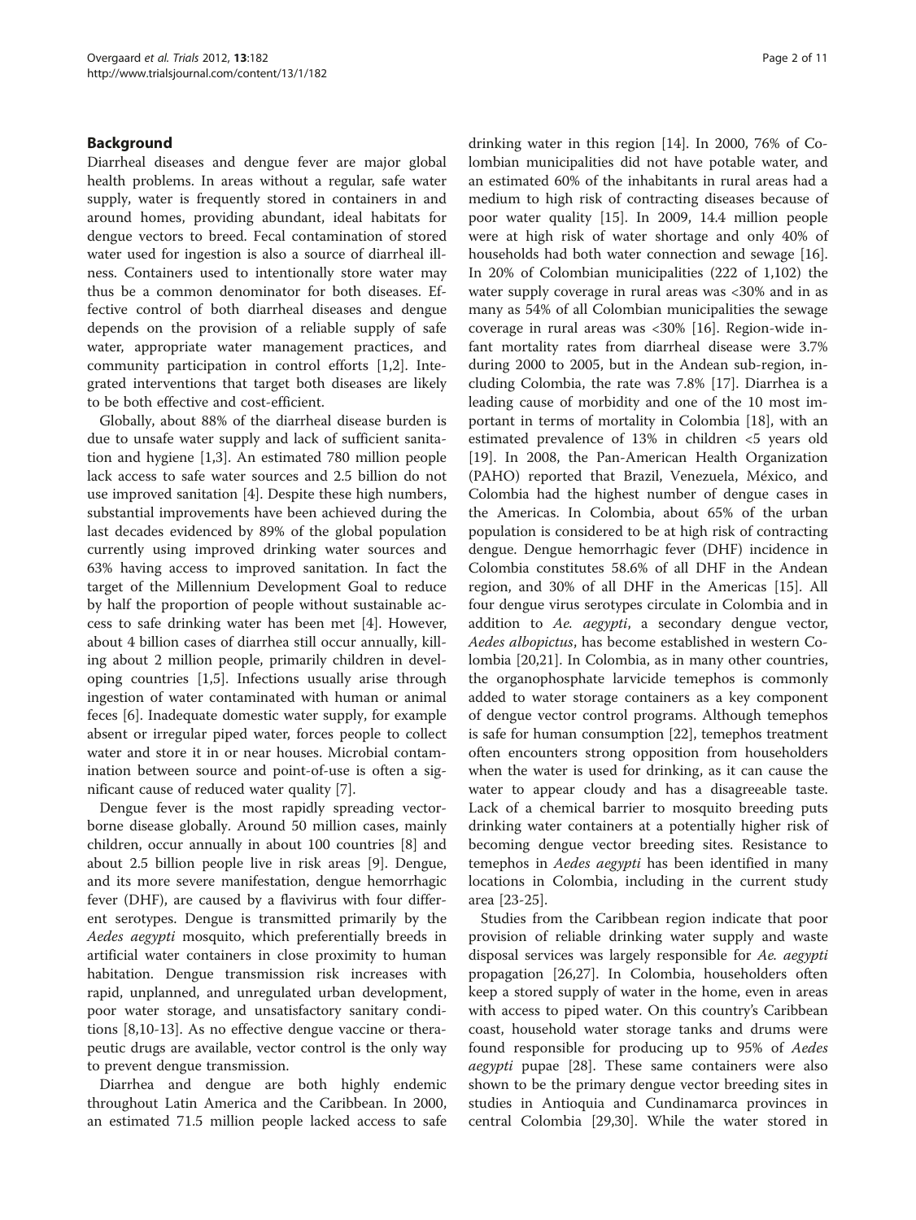## Background

Diarrheal diseases and dengue fever are major global health problems. In areas without a regular, safe water supply, water is frequently stored in containers in and around homes, providing abundant, ideal habitats for dengue vectors to breed. Fecal contamination of stored water used for ingestion is also a source of diarrheal illness. Containers used to intentionally store water may thus be a common denominator for both diseases. Effective control of both diarrheal diseases and dengue depends on the provision of a reliable supply of safe water, appropriate water management practices, and community participation in control efforts [1,2]. Integrated interventions that target both diseases are likely to be both effective and cost-efficient.

Globally, about 88% of the diarrheal disease burden is due to unsafe water supply and lack of sufficient sanitation and hygiene [1,3]. An estimated 780 million people lack access to safe water sources and 2.5 billion do not use improved sanitation [4]. Despite these high numbers, substantial improvements have been achieved during the last decades evidenced by 89% of the global population currently using improved drinking water sources and 63% having access to improved sanitation. In fact the target of the Millennium Development Goal to reduce by half the proportion of people without sustainable access to safe drinking water has been met [4]. However, about 4 billion cases of diarrhea still occur annually, killing about 2 million people, primarily children in developing countries [1,5]. Infections usually arise through ingestion of water contaminated with human or animal feces [6]. Inadequate domestic water supply, for example absent or irregular piped water, forces people to collect water and store it in or near houses. Microbial contamination between source and point-of-use is often a significant cause of reduced water quality [7].

Dengue fever is the most rapidly spreading vector-borne disease globally. Around 50 million cases, mainly children, occur annually in about 100 countries [8] and about 2.5 billion people live in risk areas [9]. Dengue, and its more severe manifestation, dengue hemorrhagic fever (DHF), are caused by a flavivirus with four different serotypes. Dengue is transmitted primarily by the *Aedes aegypti* mosquito, which preferentially breeds in artificial water containers in close proximity to human habitation. Dengue transmission risk increases with rapid, unplanned, and unregulated urban development, poor water storage, and unsatisfactory sanitary conditions [8,10-13]. As no effective dengue vaccine or therapeutic drugs are available, vector control is the only way to prevent dengue transmission.

Diarrhea and dengue are both highly endemic throughout Latin America and the Caribbean. In 2000, an estimated 71.5 million people lacked access to safe drinking water in this region [14]. In 2000, 76% of Colombian municipalities did not have potable water, and an estimated 60% of the inhabitants in rural areas had a medium to high risk of contracting diseases because of poor water quality [15]. In 2009, 14.4 million people were at high risk of water shortage and only 40% of households had both water connection and sewage [16]. In 20% of Colombian municipalities (222 of 1,102) the water supply coverage in rural areas was <30% and in as many as 54% of all Colombian municipalities the sewage coverage in rural areas was <30% [16]. Region-wide infant mortality rates from diarrheal disease were 3.7% during 2000 to 2005, but in the Andean sub-region, including Colombia, the rate was 7.8% [17]. Diarrhea is a leading cause of morbidity and one of the 10 most important in terms of mortality in Colombia [18], with an estimated prevalence of 13% in children <5 years old [19]. In 2008, the Pan-American Health Organization (PAHO) reported that Brazil, Venezuela, México, and Colombia had the highest number of dengue cases in the Americas. In Colombia, about 65% of the urban population is considered to be at high risk of contracting dengue. Dengue hemorrhagic fever (DHF) incidence in Colombia constitutes 58.6% of all DHF in the Andean region, and 30% of all DHF in the Americas [15]. All four dengue virus serotypes circulate in Colombia and in addition to *Ae. aegypti*, a secondary dengue vector, *Aedes albopictus*, has become established in western Colombia [20,21]. In Colombia, as in many other countries, the organophosphate larvicide temephos is commonly added to water storage containers as a key component of dengue vector control programs. Although temephos is safe for human consumption [22], temephos treatment often encounters strong opposition from householders when the water is used for drinking, as it can cause the water to appear cloudy and has a disagreeable taste. Lack of a chemical barrier to mosquito breeding puts drinking water containers at a potentially higher risk of becoming dengue vector breeding sites. Resistance to temephos in *Aedes aegypti* has been identified in many locations in Colombia, including in the current study area [23-25].

Studies from the Caribbean region indicate that poor provision of reliable drinking water supply and waste disposal services was largely responsible for *Ae. aegypti* propagation [26,27]. In Colombia, householders often keep a stored supply of water in the home, even in areas with access to piped water. On this country's Caribbean coast, household water storage tanks and drums were found responsible for producing up to 95% of *Aedes aegypti* pupae [28]. These same containers were also shown to be the primary dengue vector breeding sites in studies in Antioquia and Cundinamarca provinces in central Colombia [29,30]. While the water stored in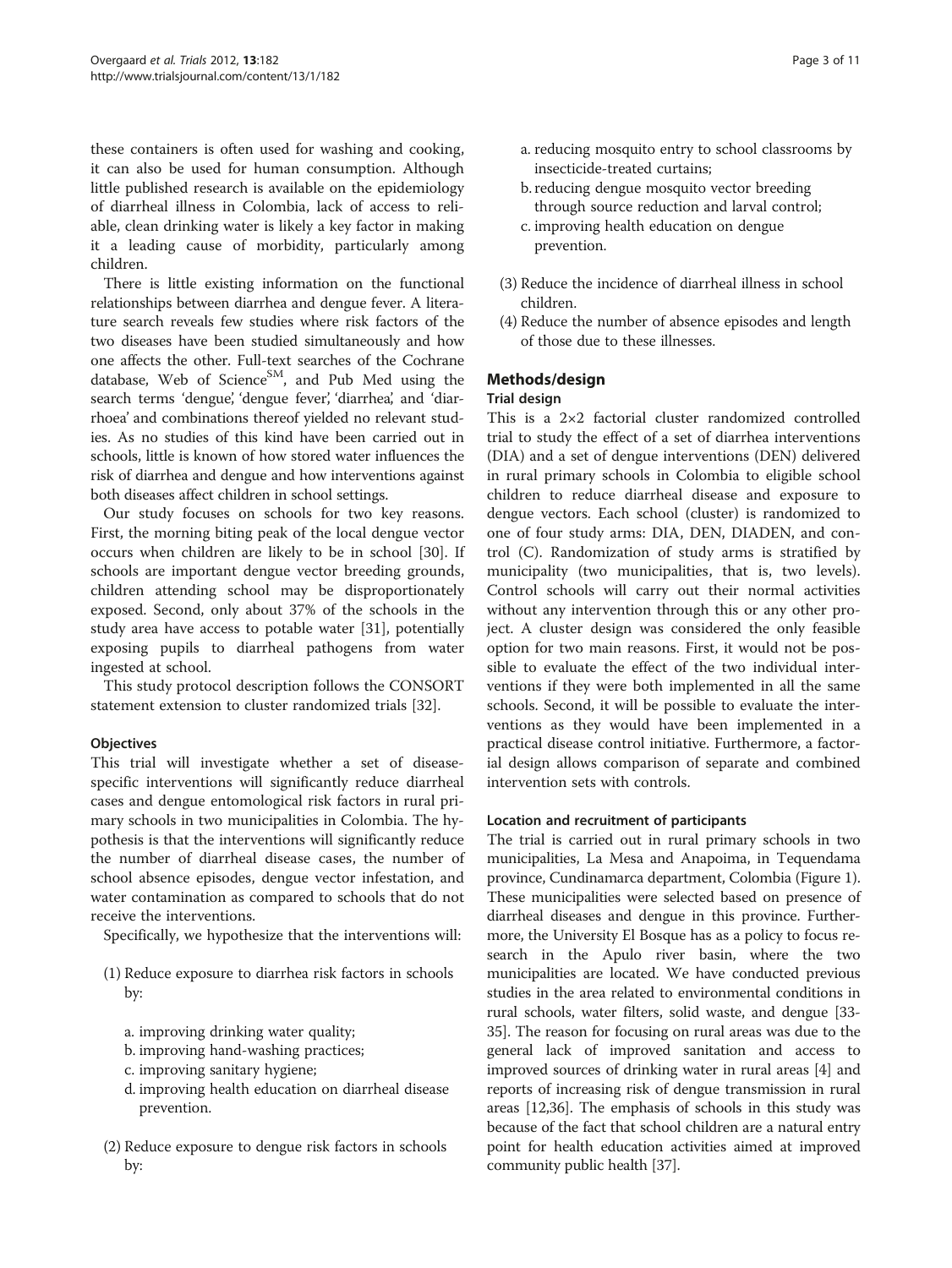these containers is often used for washing and cooking, it can also be used for human consumption. Although little published research is available on the epidemiology of diarrheal illness in Colombia, lack of access to reliable, clean drinking water is likely a key factor in making it a leading cause of morbidity, particularly among children.

There is little existing information on the functional relationships between diarrhea and dengue fever. A literature search reveals few studies where risk factors of the two diseases have been studied simultaneously and how one affects the other. Full-text searches of the Cochrane database, Web of Science[SM], and Pub Med using the search terms 'dengue', 'dengue fever', 'diarrhea', and 'diarrhoea' and combinations thereof yielded no relevant studies. As no studies of this kind have been carried out in schools, little is known of how stored water influences the risk of diarrhea and dengue and how interventions against both diseases affect children in school settings.

Our study focuses on schools for two key reasons. First, the morning biting peak of the local dengue vector occurs when children are likely to be in school [30]. If schools are important dengue vector breeding grounds, children attending school may be disproportionately exposed. Second, only about 37% of the schools in the study area have access to potable water [31], potentially exposing pupils to diarrheal pathogens from water ingested at school.

This study protocol description follows the CONSORT statement extension to cluster randomized trials [32].

### Objectives

This trial will investigate whether a set of disease-specific interventions will significantly reduce diarrheal cases and dengue entomological risk factors in rural primary schools in two municipalities in Colombia. The hypothesis is that the interventions will significantly reduce the number of diarrheal disease cases, the number of school absence episodes, dengue vector infestation, and water contamination as compared to schools that do not receive the interventions.

Specifically, we hypothesize that the interventions will:

(1) Reduce exposure to diarrhea risk factors in schools by:

 a. improving drinking water quality;
 b. improving hand-washing practices;
 c. improving sanitary hygiene;
 d. improving health education on diarrheal disease prevention.

(2) Reduce exposure to dengue risk factors in schools by:

 a. reducing mosquito entry to school classrooms by insecticide-treated curtains;
 b. reducing dengue mosquito vector breeding through source reduction and larval control;
 c. improving health education on dengue prevention.

(3) Reduce the incidence of diarrheal illness in school children.

(4) Reduce the number of absence episodes and length of those due to these illnesses.

## Methods/design

### Trial design

This is a 2×2 factorial cluster randomized controlled trial to study the effect of a set of diarrhea interventions (DIA) and a set of dengue interventions (DEN) delivered in rural primary schools in Colombia to eligible school children to reduce diarrheal disease and exposure to dengue vectors. Each school (cluster) is randomized to one of four study arms: DIA, DEN, DIADEN, and control (C). Randomization of study arms is stratified by municipality (two municipalities, that is, two levels). Control schools will carry out their normal activities without any intervention through this or any other project. A cluster design was considered the only feasible option for two main reasons. First, it would not be possible to evaluate the effect of the two individual interventions if they were both implemented in all the same schools. Second, it will be possible to evaluate the interventions as they would have been implemented in a practical disease control initiative. Furthermore, a factorial design allows comparison of separate and combined intervention sets with controls.

### Location and recruitment of participants

The trial is carried out in rural primary schools in two municipalities, La Mesa and Anapoima, in Tequendama province, Cundinamarca department, Colombia (Figure 1). These municipalities were selected based on presence of diarrheal diseases and dengue in this province. Furthermore, the University El Bosque has as a policy to focus research in the Apulo river basin, where the two municipalities are located. We have conducted previous studies in the area related to environmental conditions in rural schools, water filters, solid waste, and dengue [33-35]. The reason for focusing on rural areas was due to the general lack of improved sanitation and access to improved sources of drinking water in rural areas [4] and reports of increasing risk of dengue transmission in rural areas [12,36]. The emphasis of schools in this study was because of the fact that school children are a natural entry point for health education activities aimed at improved community public health [37].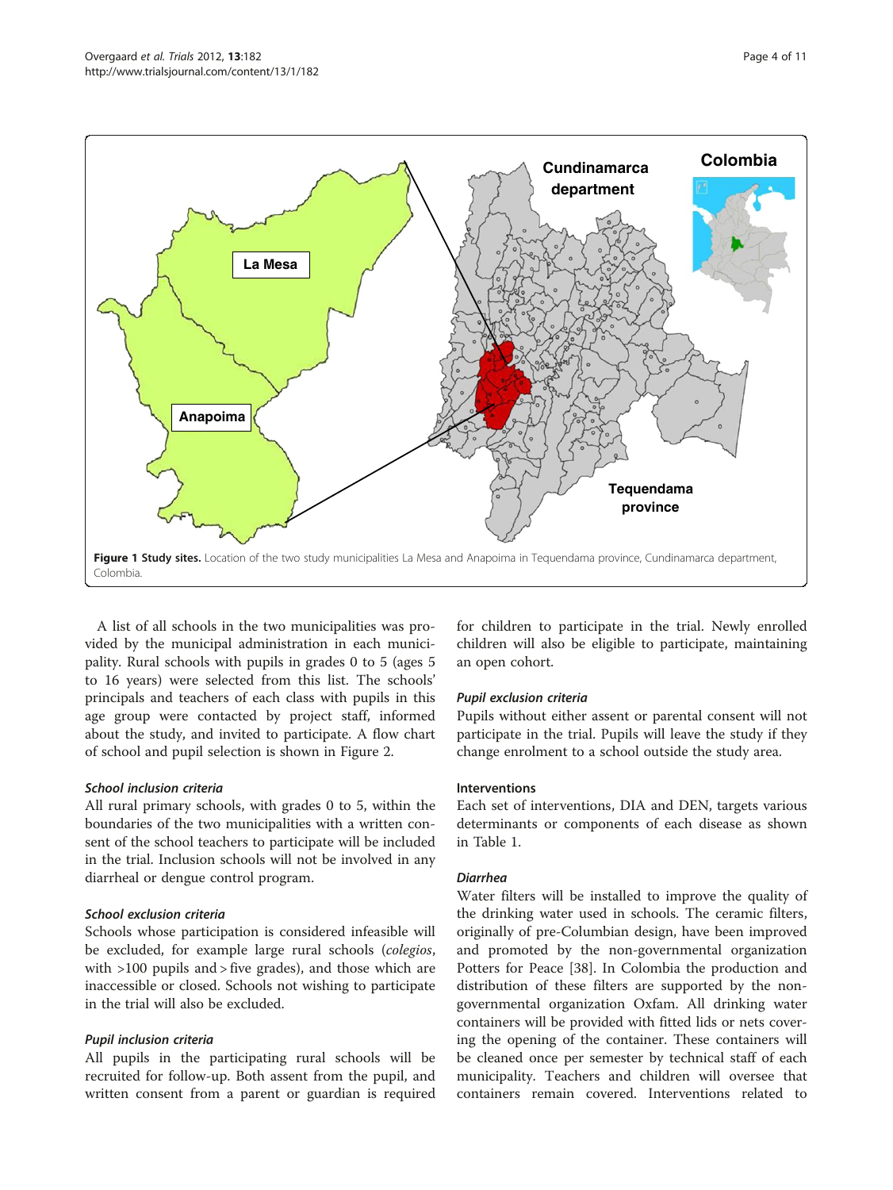Figure 1 **Study sites.** Location of the two study municipalities La Mesa and Anapoima in Tequendama province, Cundinamarca department, Colombia.

A list of all schools in the two municipalities was provided by the municipal administration in each municipality. Rural schools with pupils in grades 0 to 5 (ages 5 to 16 years) were selected from this list. The schools' principals and teachers of each class with pupils in this age group were contacted by project staff, informed about the study, and invited to participate. A flow chart of school and pupil selection is shown in Figure 2.

#### *School inclusion criteria*

All rural primary schools, with grades 0 to 5, within the boundaries of the two municipalities with a written consent of the school teachers to participate will be included in the trial. Inclusion schools will not be involved in any diarrheal or dengue control program.

#### *School exclusion criteria*

Schools whose participation is considered infeasible will be excluded, for example large rural schools (*colegios*, with >100 pupils and > five grades), and those which are inaccessible or closed. Schools not wishing to participate in the trial will also be excluded.

#### *Pupil inclusion criteria*

All pupils in the participating rural schools will be recruited for follow-up. Both assent from the pupil, and written consent from a parent or guardian is required for children to participate in the trial. Newly enrolled children will also be eligible to participate, maintaining an open cohort.

#### *Pupil exclusion criteria*

Pupils without either assent or parental consent will not participate in the trial. Pupils will leave the study if they change enrolment to a school outside the study area.

### Interventions

Each set of interventions, DIA and DEN, targets various determinants or components of each disease as shown in Table 1.

#### *Diarrhea*

Water filters will be installed to improve the quality of the drinking water used in schools. The ceramic filters, originally of pre-Columbian design, have been improved and promoted by the non-governmental organization Potters for Peace [38]. In Colombia the production and distribution of these filters are supported by the non-governmental organization Oxfam. All drinking water containers will be provided with fitted lids or nets covering the opening of the container. These containers will be cleaned once per semester by technical staff of each municipality. Teachers and children will oversee that containers remain covered. Interventions related to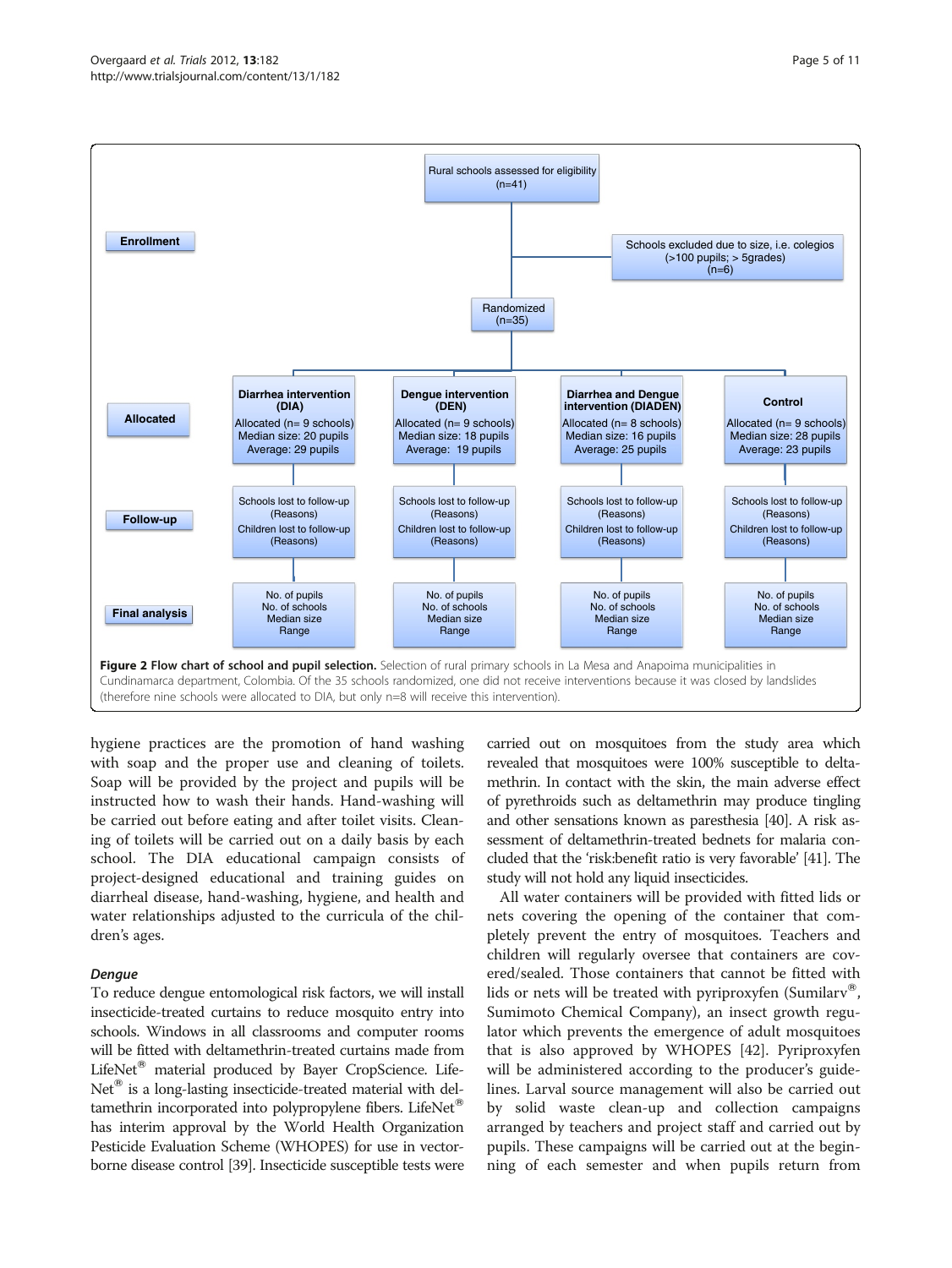Rural schools assessed for eligibility (n=41)

**Enrollment**

Schools excluded due to size, i.e. colegios (>100 pupils; > 5grades) (n=6)

Randomized (n=35)

**Allocated**

| Diarrhea intervention (DIA) | Dengue intervention (DEN) | Diarrhea and Dengue intervention (DIADEN) | Control |
|---|---|---|---|
| Allocated (n= 9 schools) | Allocated (n= 9 schools) | Allocated (n= 8 schools) | Allocated (n= 9 schools) |
| Median size: 20 pupils | Median size: 18 pupils | Median size: 16 pupils | Median size: 28 pupils |
| Average: 29 pupils | Average: 19 pupils | Average: 25 pupils | Average: 23 pupils |

**Follow-up**

| DIA | DEN | DIADEN | Control |
|---|---|---|---|
| Schools lost to follow-up (Reasons) | Schools lost to follow-up (Reasons) | Schools lost to follow-up (Reasons) | Schools lost to follow-up (Reasons) |
| Children lost to follow-up (Reasons) | Children lost to follow-up (Reasons) | Children lost to follow-up (Reasons) | Children lost to follow-up (Reasons) |

**Final analysis**

| DIA | DEN | DIADEN | Control |
|---|---|---|---|
| No. of pupils | No. of pupils | No. of pupils | No. of pupils |
| No. of schools | No. of schools | No. of schools | No. of schools |
| Median size | Median size | Median size | Median size |
| Range | Range | Range | Range |

**Figure 2 Flow chart of school and pupil selection.** Selection of rural primary schools in La Mesa and Anapoima municipalities in Cundinamarca department, Colombia. Of the 35 schools randomized, one did not receive interventions because it was closed by landslides (therefore nine schools were allocated to DIA, but only n=8 will receive this intervention).

hygiene practices are the promotion of hand washing with soap and the proper use and cleaning of toilets. Soap will be provided by the project and pupils will be instructed how to wash their hands. Hand-washing will be carried out before eating and after toilet visits. Cleaning of toilets will be carried out on a daily basis by each school. The DIA educational campaign consists of project-designed educational and training guides on diarrheal disease, hand-washing, hygiene, and health and water relationships adjusted to the curricula of the children's ages.

### *Dengue*

To reduce dengue entomological risk factors, we will install insecticide-treated curtains to reduce mosquito entry into schools. Windows in all classrooms and computer rooms will be fitted with deltamethrin-treated curtains made from LifeNet® material produced by Bayer CropScience. LifeNet® is a long-lasting insecticide-treated material with deltamethrin incorporated into polypropylene fibers. LifeNet® has interim approval by the World Health Organization Pesticide Evaluation Scheme (WHOPES) for use in vector-borne disease control [39]. Insecticide susceptible tests were carried out on mosquitoes from the study area which revealed that mosquitoes were 100% susceptible to deltamethrin. In contact with the skin, the main adverse effect of pyrethroids such as deltamethrin may produce tingling and other sensations known as paresthesia [40]. A risk assessment of deltamethrin-treated bednets for malaria concluded that the 'risk:benefit ratio is very favorable' [41]. The study will not hold any liquid insecticides.

All water containers will be provided with fitted lids or nets covering the opening of the container that completely prevent the entry of mosquitoes. Teachers and children will regularly oversee that containers are covered/sealed. Those containers that cannot be fitted with lids or nets will be treated with pyriproxyfen (Sumilarv®, Sumimoto Chemical Company), an insect growth regulator which prevents the emergence of adult mosquitoes that is also approved by WHOPES [42]. Pyriproxyfen will be administered according to the producer's guidelines. Larval source management will also be carried out by solid waste clean-up and collection campaigns arranged by teachers and project staff and carried out by pupils. These campaigns will be carried out at the beginning of each semester and when pupils return from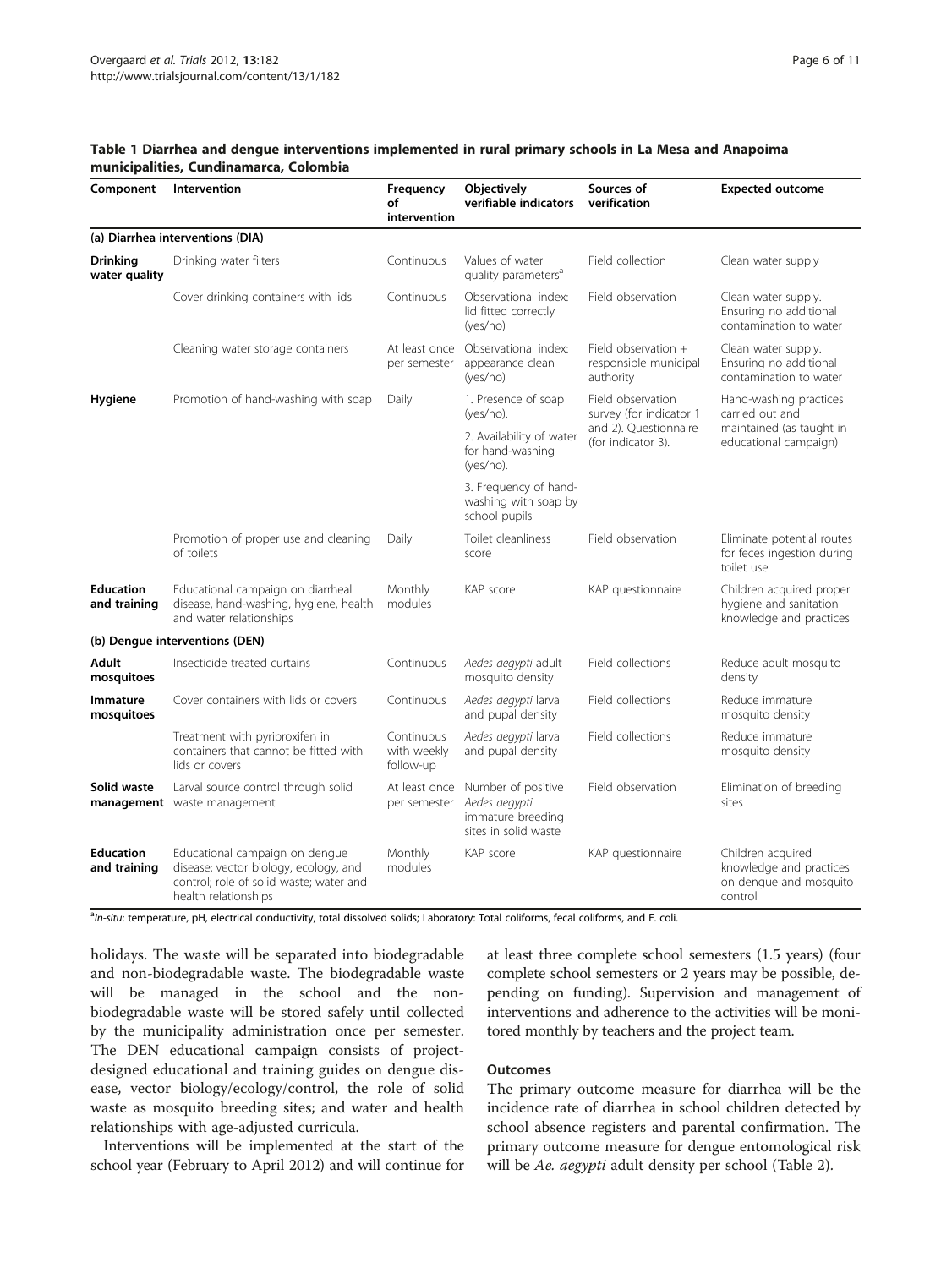**Table 1 Diarrhea and dengue interventions implemented in rural primary schools in La Mesa and Anapoima municipalities, Cundinamarca, Colombia**

| Component | Intervention | Frequency of intervention | Objectively verifiable indicators | Sources of verification | Expected outcome |
|---|---|---|---|---|---|
| **(a) Diarrhea interventions (DIA)** | | | | | |
| **Drinking water quality** | Drinking water filters | Continuous | Values of water quality parameters[a] | Field collection | Clean water supply |
| | Cover drinking containers with lids | Continuous | Observational index: lid fitted correctly (yes/no) | Field observation | Clean water supply. Ensuring no additional contamination to water |
| | Cleaning water storage containers | At least once per semester | Observational index: appearance clean (yes/no) | Field observation + responsible municipal authority | Clean water supply. Ensuring no additional contamination to water |
| **Hygiene** | Promotion of hand-washing with soap | Daily | 1. Presence of soap (yes/no). 2. Availability of water for hand-washing (yes/no). 3. Frequency of hand-washing with soap by school pupils | Field observation survey (for indicator 1 and 2). Questionnaire (for indicator 3). | Hand-washing practices carried out and maintained (as taught in educational campaign) |
| | Promotion of proper use and cleaning of toilets | Daily | Toilet cleanliness score | Field observation | Eliminate potential routes for feces ingestion during toilet use |
| **Education and training** | Educational campaign on diarrheal disease, hand-washing, hygiene, health and water relationships | Monthly modules | KAP score | KAP questionnaire | Children acquired proper hygiene and sanitation knowledge and practices |
| **(b) Dengue interventions (DEN)** | | | | | |
| **Adult mosquitoes** | Insecticide treated curtains | Continuous | *Aedes aegypti* adult mosquito density | Field collections | Reduce adult mosquito density |
| **Immature mosquitoes** | Cover containers with lids or covers | Continuous | *Aedes aegypti* larval and pupal density | Field collections | Reduce immature mosquito density |
| | Treatment with pyriproxifen in containers that cannot be fitted with lids or covers | Continuous with weekly follow-up | *Aedes aegypti* larval and pupal density | Field collections | Reduce immature mosquito density |
| **Solid waste management** | Larval source control through solid waste management | At least once per semester | Number of positive *Aedes aegypti* immature breeding sites in solid waste | Field observation | Elimination of breeding sites |
| **Education and training** | Educational campaign on dengue disease; vector biology, ecology, and control; role of solid waste; water and health relationships | Monthly modules | KAP score | KAP questionnaire | Children acquired knowledge and practices on dengue and mosquito control |

[a]*In-situ*: temperature, pH, electrical conductivity, total dissolved solids; Laboratory: Total coliforms, fecal coliforms, and E. coli.

holidays. The waste will be separated into biodegradable and non-biodegradable waste. The biodegradable waste will be managed in the school and the non-biodegradable waste will be stored safely until collected by the municipality administration once per semester. The DEN educational campaign consists of project-designed educational and training guides on dengue disease, vector biology/ecology/control, the role of solid waste as mosquito breeding sites; and water and health relationships with age-adjusted curricula.

Interventions will be implemented at the start of the school year (February to April 2012) and will continue for at least three complete school semesters (1.5 years) (four complete school semesters or 2 years may be possible, depending on funding). Supervision and management of interventions and adherence to the activities will be monitored monthly by teachers and the project team.

### Outcomes

The primary outcome measure for diarrhea will be the incidence rate of diarrhea in school children detected by school absence registers and parental confirmation. The primary outcome measure for dengue entomological risk will be *Ae. aegypti* adult density per school (Table 2).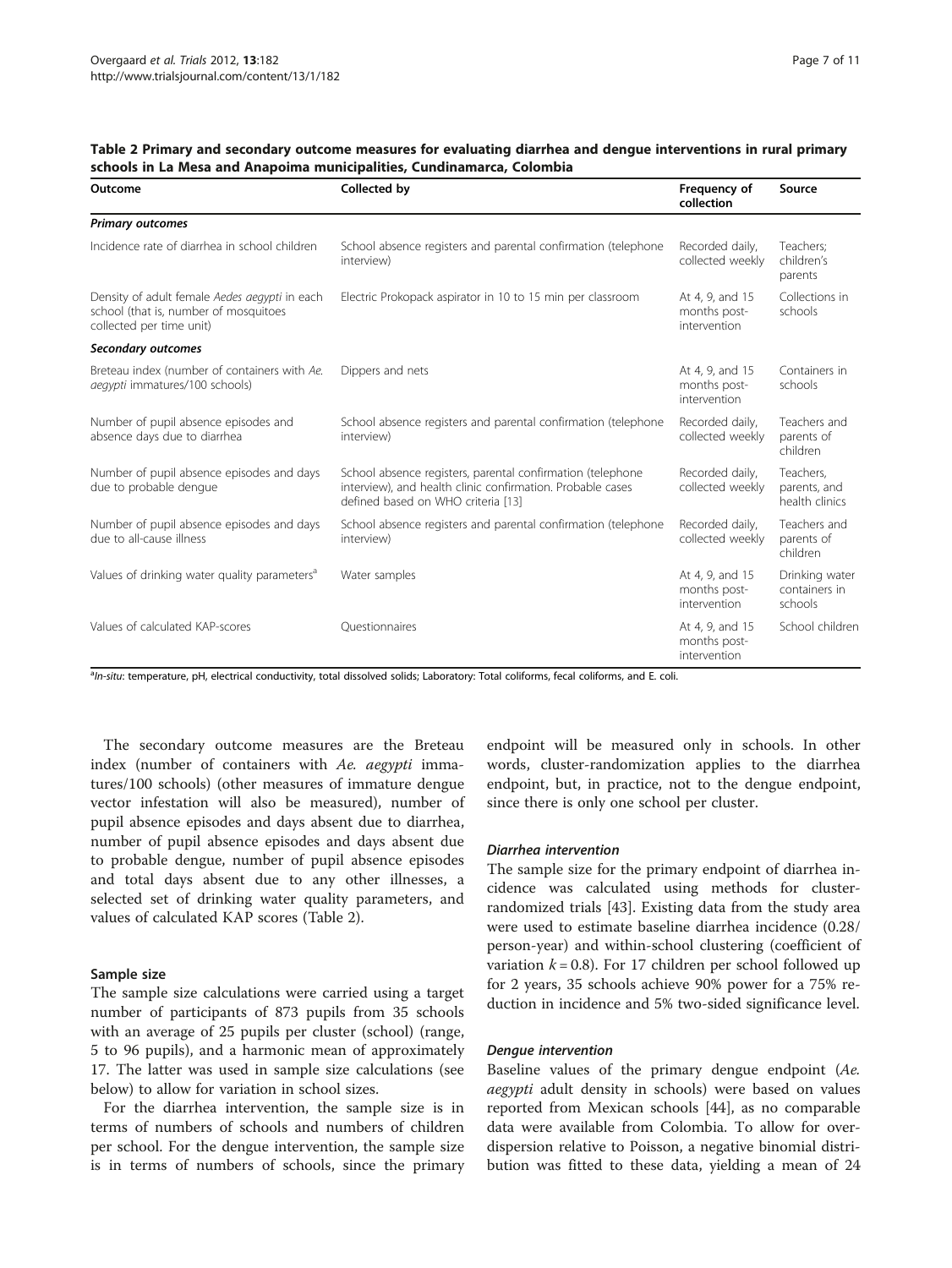**Table 2 Primary and secondary outcome measures for evaluating diarrhea and dengue interventions in rural primary schools in La Mesa and Anapoima municipalities, Cundinamarca, Colombia**

| Outcome | Collected by | Frequency of collection | Source |
|---|---|---|---|
| ***Primary outcomes*** | | | |
| Incidence rate of diarrhea in school children | School absence registers and parental confirmation (telephone interview) | Recorded daily, collected weekly | Teachers; children's parents |
| Density of adult female *Aedes aegypti* in each school (that is, number of mosquitoes collected per time unit) | Electric Prokopack aspirator in 10 to 15 min per classroom | At 4, 9, and 15 months post-intervention | Collections in schools |
| ***Secondary outcomes*** | | | |
| Breteau index (number of containers with *Ae. aegypti* immatures/100 schools) | Dippers and nets | At 4, 9, and 15 months post-intervention | Containers in schools |
| Number of pupil absence episodes and absence days due to diarrhea | School absence registers and parental confirmation (telephone interview) | Recorded daily, collected weekly | Teachers and parents of children |
| Number of pupil absence episodes and days due to probable dengue | School absence registers, parental confirmation (telephone interview), and health clinic confirmation. Probable cases defined based on WHO criteria [13] | Recorded daily, collected weekly | Teachers, parents, and health clinics |
| Number of pupil absence episodes and days due to all-cause illness | School absence registers and parental confirmation (telephone interview) | Recorded daily, collected weekly | Teachers and parents of children |
| Values of drinking water quality parameters[a] | Water samples | At 4, 9, and 15 months post-intervention | Drinking water containers in schools |
| Values of calculated KAP-scores | Questionnaires | At 4, 9, and 15 months post-intervention | School children |

[a]*In-situ*: temperature, pH, electrical conductivity, total dissolved solids; Laboratory: Total coliforms, fecal coliforms, and E. coli.

The secondary outcome measures are the Breteau index (number of containers with *Ae. aegypti* immatures/100 schools) (other measures of immature dengue vector infestation will also be measured), number of pupil absence episodes and days absent due to diarrhea, number of pupil absence episodes and days absent due to probable dengue, number of pupil absence episodes and total days absent due to any other illnesses, a selected set of drinking water quality parameters, and values of calculated KAP scores (Table 2).

#### Sample size

The sample size calculations were carried using a target number of participants of 873 pupils from 35 schools with an average of 25 pupils per cluster (school) (range, 5 to 96 pupils), and a harmonic mean of approximately 17. The latter was used in sample size calculations (see below) to allow for variation in school sizes.

For the diarrhea intervention, the sample size is in terms of numbers of schools and numbers of children per school. For the dengue intervention, the sample size is in terms of numbers of schools, since the primary endpoint will be measured only in schools. In other words, cluster-randomization applies to the diarrhea endpoint, but, in practice, not to the dengue endpoint, since there is only one school per cluster.

#### *Diarrhea intervention*

The sample size for the primary endpoint of diarrhea incidence was calculated using methods for cluster-randomized trials [43]. Existing data from the study area were used to estimate baseline diarrhea incidence (0.28/person-year) and within-school clustering (coefficient of variation $k = 0.8$). For 17 children per school followed up for 2 years, 35 schools achieve 90% power for a 75% reduction in incidence and 5% two-sided significance level.

#### *Dengue intervention*

Baseline values of the primary dengue endpoint (*Ae. aegypti* adult density in schools) were based on values reported from Mexican schools [44], as no comparable data were available from Colombia. To allow for over-dispersion relative to Poisson, a negative binomial distribution was fitted to these data, yielding a mean of 24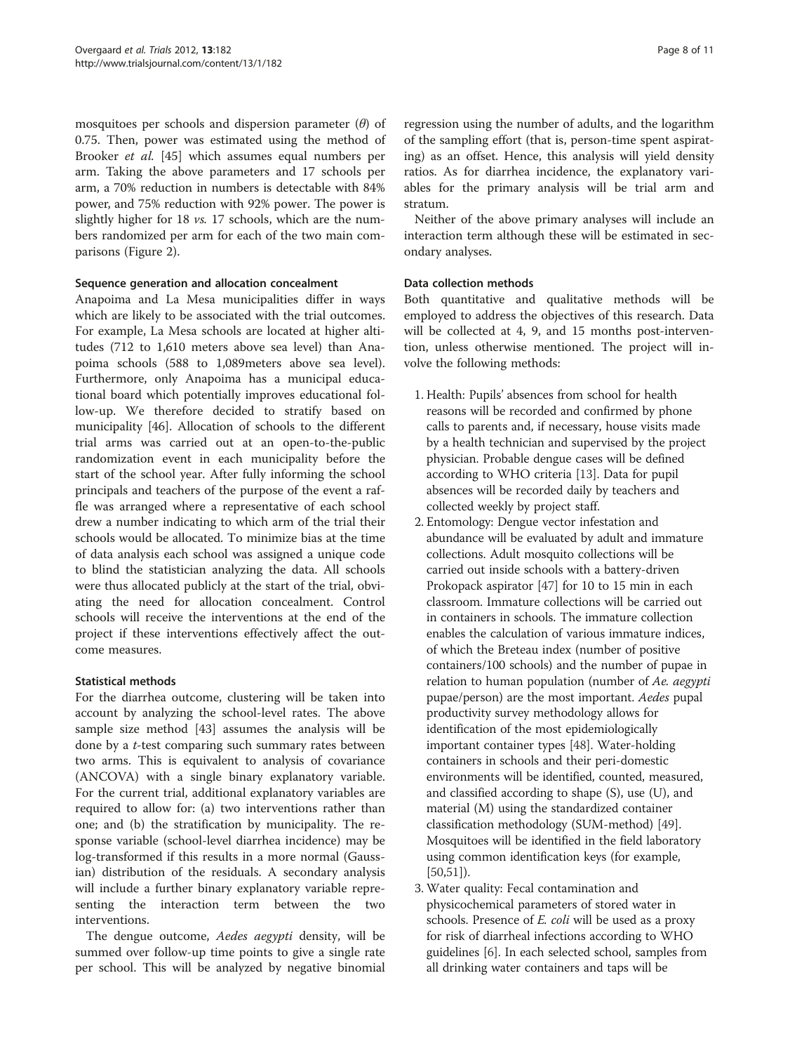mosquitoes per schools and dispersion parameter ($\theta$) of 0.75. Then, power was estimated using the method of Brooker *et al.* [45] which assumes equal numbers per arm. Taking the above parameters and 17 schools per arm, a 70% reduction in numbers is detectable with 84% power, and 75% reduction with 92% power. The power is slightly higher for 18 *vs.* 17 schools, which are the numbers randomized per arm for each of the two main comparisons (Figure 2).

### Sequence generation and allocation concealment

Anapoima and La Mesa municipalities differ in ways which are likely to be associated with the trial outcomes. For example, La Mesa schools are located at higher altitudes (712 to 1,610 meters above sea level) than Anapoima schools (588 to 1,089meters above sea level). Furthermore, only Anapoima has a municipal educational board which potentially improves educational follow-up. We therefore decided to stratify based on municipality [46]. Allocation of schools to the different trial arms was carried out at an open-to-the-public randomization event in each municipality before the start of the school year. After fully informing the school principals and teachers of the purpose of the event a raffle was arranged where a representative of each school drew a number indicating to which arm of the trial their schools would be allocated. To minimize bias at the time of data analysis each school was assigned a unique code to blind the statistician analyzing the data. All schools were thus allocated publicly at the start of the trial, obviating the need for allocation concealment. Control schools will receive the interventions at the end of the project if these interventions effectively affect the outcome measures.

### Statistical methods

For the diarrhea outcome, clustering will be taken into account by analyzing the school-level rates. The above sample size method [43] assumes the analysis will be done by a *t*-test comparing such summary rates between two arms. This is equivalent to analysis of covariance (ANCOVA) with a single binary explanatory variable. For the current trial, additional explanatory variables are required to allow for: (a) two interventions rather than one; and (b) the stratification by municipality. The response variable (school-level diarrhea incidence) may be log-transformed if this results in a more normal (Gaussian) distribution of the residuals. A secondary analysis will include a further binary explanatory variable representing the interaction term between the two interventions.

The dengue outcome, *Aedes aegypti* density, will be summed over follow-up time points to give a single rate per school. This will be analyzed by negative binomial regression using the number of adults, and the logarithm of the sampling effort (that is, person-time spent aspirating) as an offset. Hence, this analysis will yield density ratios. As for diarrhea incidence, the explanatory variables for the primary analysis will be trial arm and stratum.

Neither of the above primary analyses will include an interaction term although these will be estimated in secondary analyses.

### Data collection methods

Both quantitative and qualitative methods will be employed to address the objectives of this research. Data will be collected at 4, 9, and 15 months post-intervention, unless otherwise mentioned. The project will involve the following methods:

1. Health: Pupils' absences from school for health reasons will be recorded and confirmed by phone calls to parents and, if necessary, house visits made by a health technician and supervised by the project physician. Probable dengue cases will be defined according to WHO criteria [13]. Data for pupil absences will be recorded daily by teachers and collected weekly by project staff.
2. Entomology: Dengue vector infestation and abundance will be evaluated by adult and immature collections. Adult mosquito collections will be carried out inside schools with a battery-driven Prokopack aspirator [47] for 10 to 15 min in each classroom. Immature collections will be carried out in containers in schools. The immature collection enables the calculation of various immature indices, of which the Breteau index (number of positive containers/100 schools) and the number of pupae in relation to human population (number of *Ae. aegypti* pupae/person) are the most important. *Aedes* pupal productivity survey methodology allows for identification of the most epidemiologically important container types [48]. Water-holding containers in schools and their peri-domestic environments will be identified, counted, measured, and classified according to shape (S), use (U), and material (M) using the standardized container classification methodology (SUM-method) [49]. Mosquitoes will be identified in the field laboratory using common identification keys (for example, [50,51]).
3. Water quality: Fecal contamination and physicochemical parameters of stored water in schools. Presence of *E. coli* will be used as a proxy for risk of diarrheal infections according to WHO guidelines [6]. In each selected school, samples from all drinking water containers and taps will be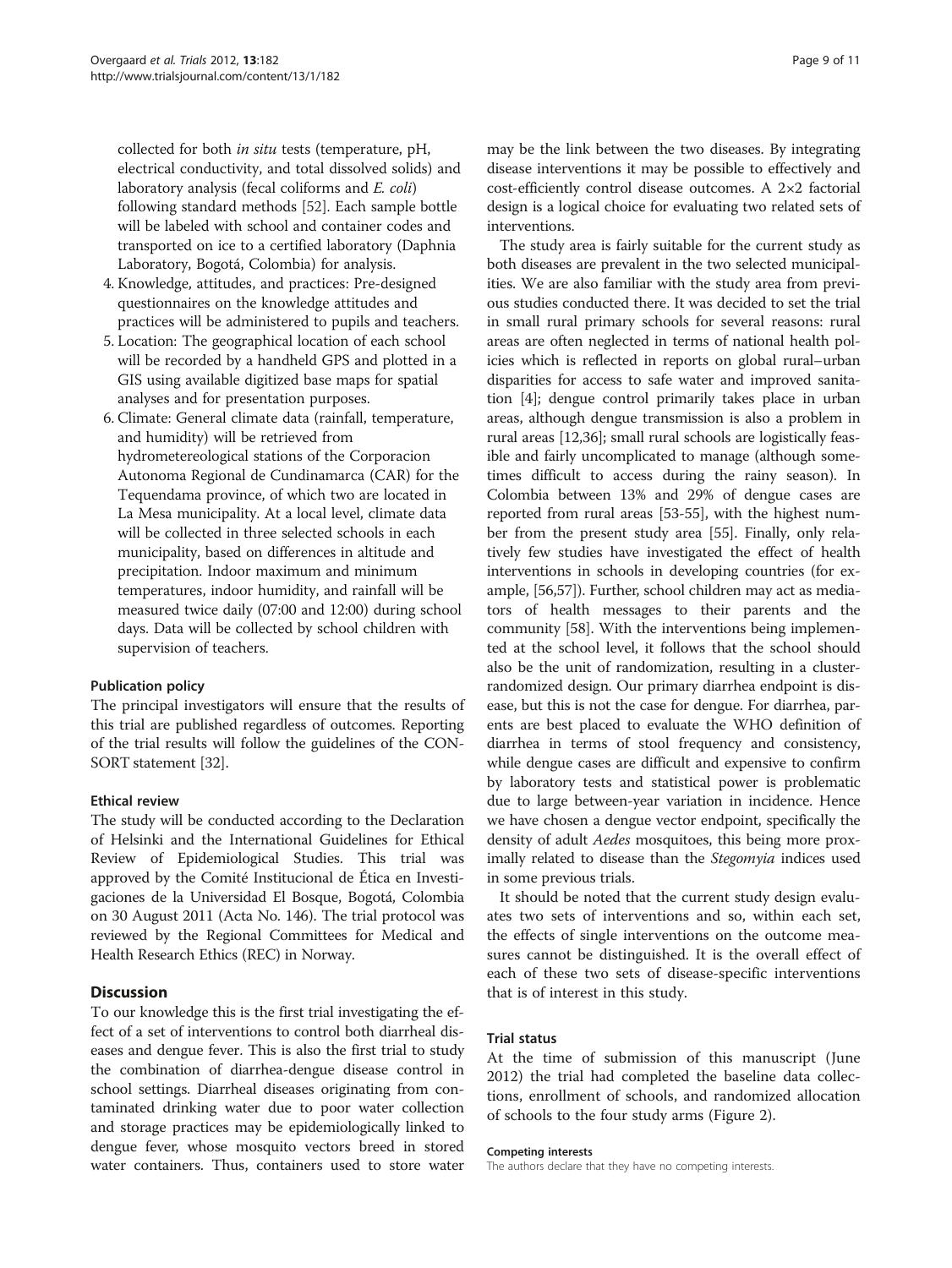collected for both *in situ* tests (temperature, pH, electrical conductivity, and total dissolved solids) and laboratory analysis (fecal coliforms and *E. coli*) following standard methods [52]. Each sample bottle will be labeled with school and container codes and transported on ice to a certified laboratory (Daphnia Laboratory, Bogotá, Colombia) for analysis.

4. Knowledge, attitudes, and practices: Pre-designed questionnaires on the knowledge attitudes and practices will be administered to pupils and teachers.
5. Location: The geographical location of each school will be recorded by a handheld GPS and plotted in a GIS using available digitized base maps for spatial analyses and for presentation purposes.
6. Climate: General climate data (rainfall, temperature, and humidity) will be retrieved from hydrometereological stations of the Corporacion Autonoma Regional de Cundinamarca (CAR) for the Tequendama province, of which two are located in La Mesa municipality. At a local level, climate data will be collected in three selected schools in each municipality, based on differences in altitude and precipitation. Indoor maximum and minimum temperatures, indoor humidity, and rainfall will be measured twice daily (07:00 and 12:00) during school days. Data will be collected by school children with supervision of teachers.

### Publication policy

The principal investigators will ensure that the results of this trial are published regardless of outcomes. Reporting of the trial results will follow the guidelines of the CONSORT statement [32].

### Ethical review

The study will be conducted according to the Declaration of Helsinki and the International Guidelines for Ethical Review of Epidemiological Studies. This trial was approved by the Comité Institucional de Ética en Investigaciones de la Universidad El Bosque, Bogotá, Colombia on 30 August 2011 (Acta No. 146). The trial protocol was reviewed by the Regional Committees for Medical and Health Research Ethics (REC) in Norway.

## Discussion

To our knowledge this is the first trial investigating the effect of a set of interventions to control both diarrheal diseases and dengue fever. This is also the first trial to study the combination of diarrhea-dengue disease control in school settings. Diarrheal diseases originating from contaminated drinking water due to poor water collection and storage practices may be epidemiologically linked to dengue fever, whose mosquito vectors breed in stored water containers. Thus, containers used to store water may be the link between the two diseases. By integrating disease interventions it may be possible to effectively and cost-efficiently control disease outcomes. A 2×2 factorial design is a logical choice for evaluating two related sets of interventions.

The study area is fairly suitable for the current study as both diseases are prevalent in the two selected municipalities. We are also familiar with the study area from previous studies conducted there. It was decided to set the trial in small rural primary schools for several reasons: rural areas are often neglected in terms of national health policies which is reflected in reports on global rural–urban disparities for access to safe water and improved sanitation [4]; dengue control primarily takes place in urban areas, although dengue transmission is also a problem in rural areas [12,36]; small rural schools are logistically feasible and fairly uncomplicated to manage (although sometimes difficult to access during the rainy season). In Colombia between 13% and 29% of dengue cases are reported from rural areas [53-55], with the highest number from the present study area [55]. Finally, only relatively few studies have investigated the effect of health interventions in schools in developing countries (for example, [56,57]). Further, school children may act as mediators of health messages to their parents and the community [58]. With the interventions being implemented at the school level, it follows that the school should also be the unit of randomization, resulting in a cluster-randomized design. Our primary diarrhea endpoint is disease, but this is not the case for dengue. For diarrhea, parents are best placed to evaluate the WHO definition of diarrhea in terms of stool frequency and consistency, while dengue cases are difficult and expensive to confirm by laboratory tests and statistical power is problematic due to large between-year variation in incidence. Hence we have chosen a dengue vector endpoint, specifically the density of adult *Aedes* mosquitoes, this being more proximally related to disease than the *Stegomyia* indices used in some previous trials.

It should be noted that the current study design evaluates two sets of interventions and so, within each set, the effects of single interventions on the outcome measures cannot be distinguished. It is the overall effect of each of these two sets of disease-specific interventions that is of interest in this study.

### Trial status

At the time of submission of this manuscript (June 2012) the trial had completed the baseline data collections, enrollment of schools, and randomized allocation of schools to the four study arms (Figure 2).

#### Competing interests

The authors declare that they have no competing interests.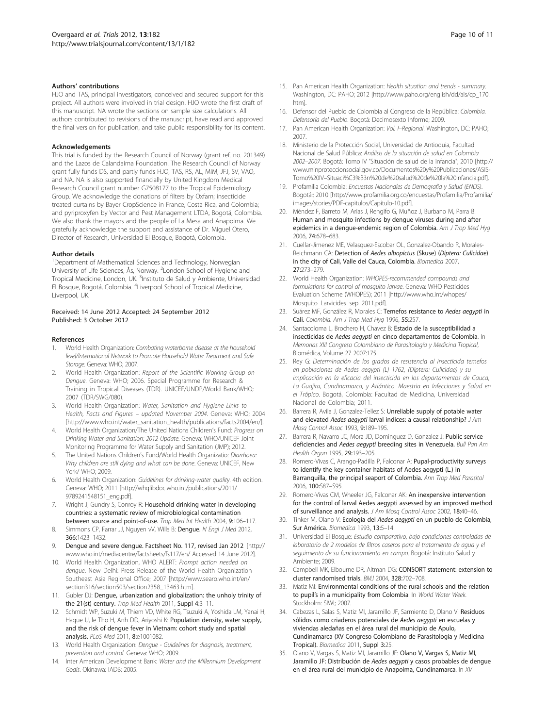### Authors' contributions

HJO and TAS, principal investigators, conceived and secured support for this project. All authors were involved in trial design. HJO wrote the first draft of this manuscript. NA wrote the sections on sample size calculations. All authors contributed to revisions of the manuscript, have read and approved the final version for publication, and take public responsibility for its content.

### Acknowledgements

This trial is funded by the Research Council of Norway (grant ref. no. 201349) and the Lazos de Calandaima Foundation. The Research Council of Norway grant fully funds DS, and partly funds HJO, TAS, RS, AL, MIM, JFJ, SV, VAO, and NA. NA is also supported financially by United Kingdom Medical Research Council grant number G7508177 to the Tropical Epidemiology Group. We acknowledge the donations of filters by Oxfam; insecticide treated curtains by Bayer CropScience in France, Costa Rica, and Colombia; and pyriproxyfen by Vector and Pest Management LTDA, Bogotá, Colombia. We also thank the mayors and the people of La Mesa and Anapoima. We gratefully acknowledge the support and assistance of Dr. Miguel Otero, Director of Research, Universidad El Bosque, Bogotá, Colombia.

### Author details

[1]Department of Mathematical Sciences and Technology, Norwegian University of Life Sciences, Ås, Norway. [2]London School of Hygiene and Tropical Medicine, London, UK. [3]Instituto de Salud y Ambiente, Universidad El Bosque, Bogotá, Colombia. [4]Liverpool School of Tropical Medicine, Liverpool, UK.

Received: 14 June 2012 Accepted: 24 September 2012
Published: 3 October 2012

### References

1. World Health Organization: *Combating waterborne disease at the household level/International Network to Promote Household Water Treatment and Safe Storage*. Geneva: WHO; 2007.
2. World Health Organization: *Report of the Scientific Working Group on Dengue*. Geneva: WHO; 2006. Special Programme for Research & Training in Tropical Diseases (TDR). UNICEF/UNDP/World Bank/WHO; 2007 (TDR/SWG/080).
3. World Health Organization: *Water, Sanitation and Hygiene Links to Health, Facts and Figures – updated November 2004*. Geneva: WHO; 2004 [http://www.who.int/water_sanitation_health/publications/facts2004/en/].
4. World Health Organization/The United Nations Children's Fund: *Progress on Drinking Water and Sanitation: 2012 Update*. Geneva: WHO/UNICEF Joint Monitoring Programme for Water Supply and Sanitation (JMP); 2012.
5. The United Nations Children's Fund/World Health Organizatio: *Diarrhoea: Why children are still dying and what can be done*. Geneva: UNICEF, New York/ WHO; 2009.
6. World Health Organization: *Guidelines for drinking-water quality*. 4th edition. Geneva: WHO; 2011 [http://whqlibdoc.who.int/publications/2011/9789241548151_eng.pdf].
7. Wright J, Gundry S, Conroy R: **Household drinking water in developing countries: a systematic review of microbiological contamination between source and point-of-use.** *Trop Med Int Health* 2004, **9:**106–117.
8. Simmons CP, Farrar JJ, Nguyen vV, Wills B: **Dengue.** *N Engl J Med* 2012, **366:**1423–1432.
9. **Dengue and severe dengue. Factsheet No. 117, revised Jan 2012** [http://www.who.int/mediacentre/factsheets/fs117/en/ Accessed 14 June 2012].
10. World Health Organization, WHO ALERT: *Prompt action needed on dengue*. New Delhi: Press Release of the World Health Organization Southeast Asia Regional Office; 2007 [http://www.searo.who.int/en/section316/section503/section2358_13463.htm].
11. Gubler DJ: **Dengue, urbanization and globalization: the unholy trinity of the 21(st) century.** *Trop Med Health* 2011, **Suppl 4:**3–11.
12. Schmidt WP, Suzuki M, Thiem VD, White RG, Tsuzuki A, Yoshida LM, Yanai H, Haque U, le Tho H, Anh DD, Ariyoshi K: **Population density, water supply, and the risk of dengue fever in Vietnam: cohort study and spatial analysis.** *PLoS Med* 2011, **8:**e1001082.
13. World Health Organization: *Dengue - Guidelines for diagnosis, treatment, prevention and control*. Geneva: WHO; 2009.
14. Inter American Development Bank: *Water and the Millennium Development Goals*. Okinawa: IADB; 2005.
15. Pan American Health Organization: *Health situation and trends - summary*. Washington, DC: PAHO; 2012 [http://www.paho.org/english/dd/ais/cp_170.htm].
16. Defensor del Pueblo de Colombia al Congreso de la República: *Colombia. Defensoría del Pueblo*. Bogotá: Decimosexto Informe; 2009.
17. Pan American Health Organization: *Vol. I–Regional*. Washington, DC: PAHO; 2007.
18. Ministerio de la Protección Social, Universidad de Antioquia, Facultad Nacional de Salud Pública: *Análisis de la situación de salud en Colombia 2002–2007*. Bogotá: Tomo IV "Situación de salud de la infancia"; 2010 [http://www.minproteccionsocial.gov.co/Documentos%20y%20Publicaciones/ASIS-Tomo%20IV–Situaci%C3%B3n%20de%20salud%20de%20la%20infancia.pdf].
19. Profamilia Colombia: *Encuestas Nacionales de Demografía y Salud (ENDS)*. Bogotá:; 2010 [http://www.profamilia.org.co/encuestas/Profamilia/Profamilia/images/stories/PDF-capitulos/Capitulo-10.pdf].
20. Méndez F, Barreto M, Arias J, Rengifo G, Muñoz J, Burbano M, Parra B: **Human and mosquito infections by dengue viruses during and after epidemics in a dengue-endemic region of Colombia.** *Am J Trop Med Hyg* 2006, **74:**678–683.
21. Cuellar-Jimenez ME, Velasquez-Escobar OL, Gonzalez-Obando R, Morales-Reichmann CA: **Detection of *Aedes albopictus* (Skuse) (*Diptera: Culicidae*) in the city of Cali, Valle del Cauca, Colombia.** *Biomedica* 2007, **27:**273–279.
22. World Health Organization: *WHOPES-recommended compounds and formulations for control of mosquito larvae*. Geneva: WHO Pesticides Evaluation Scheme (WHOPES); 2011 [http://www.who.int/whopes/Mosquito_Larvicides_sep_2011.pdf].
23. Suárez MF, González R, Morales C: **Temefos resistance to *Aedes aegypti* in Cali.** *Colombia. Am J Trop Med Hyg* 1996, **55:**257.
24. Santacoloma L, Brochero H, Chavez B: **Estado de la susceptibilidad a insecticidas de *Aedes aegypti* en cinco departamentos de Colombia**. In *Memorias XIII Congreso Colombiano de Parasitología y Medicina Tropical*, Biomédica, Volume 27 2007:175.
25. Rey G: *Determinación de los grados de resistencia al insecticida temefos en poblaciones de Aedes aegypti (L) 1762, (Diptera: Culicidae) y su implicación en la eficacia del insecticida en los departamentos de Cauca, La Guajira, Cundinamarca, y Atlántico. Maestria en Infecciones y Salud en el Trópico*. Bogotá, Colombia: Facultad de Medicina, Universidad Nacional de Colombia; 2011.
26. Barrera R, Avila J, Gonzalez-Tellez S: **Unreliable supply of potable water and elevated *Aedes aegypti* larval indices: a causal relationship?** *J Am Mosq Control Assoc* 1993, **9:**189–195.
27. Barrera R, Navarro JC, Mora JD, Dominguez D, Gonzalez J: **Public service deficiencies and *Aedes aegypti* breeding sites in Venezuela.** *Bull Pan Am Health Organ* 1995, **29:**193–205.
28. Romero-Vivas C, Arango-Padilla P, Falconar A: **Pupal-productivity surveys to identify the key container habitats of Aedes aegypti (L.) in Barranquilla, the principal seaport of Colombia.** *Ann Trop Med Parasitol* 2006, **100:**S87–S95.
29. Romero-Vivas CM, Wheeler JG, Falconar AK: **An inexpensive intervention for the control of larval Aedes aegypti assessed by an improved method of surveillance and analysis.** *J Am Mosq Control Assoc* 2002, **18:**40–46.
30. Tinker M, Olano V: **Ecología del *Aedes aegypti* en un pueblo de Colombia, Sur América.** *Biomedica* 1993, **13:**5–14.
31. Universidad El Bosque: *Estudio comparativo, bajo condiciones controladas de laboratorio de 2 modelos de filtros caseros para el tratamiento de agua y el seguimiento de su funcionamiento en campo*. Bogotá: Instituto Salud y Ambiente; 2009.
32. Campbell MK, Elbourne DR, Altman DG: **CONSORT statement: extension to cluster randomised trials.** *BMJ* 2004, **328:**702–708.
33. Matiz MI: **Environmental conditions of the rural schools and the relation to pupil's in a municipality from Colombia**. In *World Water Week*. Stockholm: SIWI; 2007.
34. Cabezas L, Salas S, Matiz MI, Jaramillo JF, Sarmiento D, Olano V: **Residuos sólidos como criaderos potenciales de *Aedes aegypti* en escuelas y viviendas aledañas en el área rural del municipio de Apulo, Cundinamarca (XV Congreso Colombiano de Parasitología y Medicina Tropical).** *Biomedica* 2011, **Suppl 3:**25.
35. Olano V, Vargas S, Matiz MI, Jaramillo JF: **Olano V, Vargas S, Matiz MI, Jaramillo JF: Distribución de *Aedes aegypti* y casos probables de dengue en el área rural del municipio de Anapoima, Cundinamarca**. In *XV*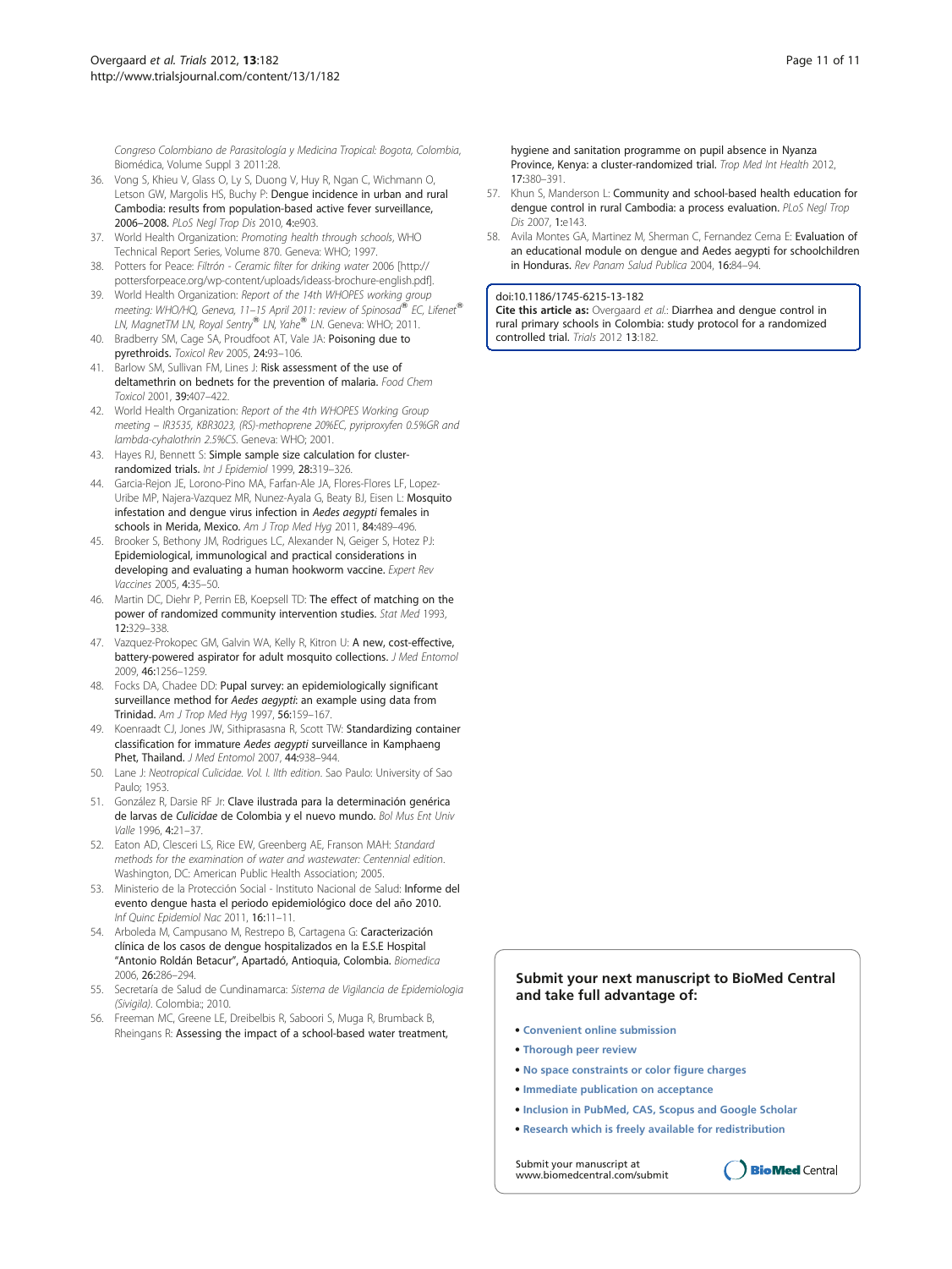Congreso Colombiano de Parasitología y Medicina Tropical: Bogota, Colombia, Biomédica, Volume Suppl 3 2011:28.

36. Vong S, Khieu V, Glass O, Ly S, Duong V, Huy R, Ngan C, Wichmann O, Letson GW, Margolis HS, Buchy P: **Dengue incidence in urban and rural Cambodia: results from population-based active fever surveillance, 2006–2008.** *PLoS Negl Trop Dis* 2010, **4:**e903.
37. World Health Organization: *Promoting health through schools*, WHO Technical Report Series, Volume 870. Geneva: WHO; 1997.
38. Potters for Peace: *Filtrón - Ceramic filter for driking water* 2006 [http://pottersforpeace.org/wp-content/uploads/ideass-brochure-english.pdf].
39. World Health Organization: *Report of the 14th WHOPES working group meeting: WHO/HQ, Geneva, 11–15 April 2011: review of Spinosad® EC, Lifenet® LN, MagnetTM LN, Royal Sentry® LN, Yahe® LN*. Geneva: WHO; 2011.
40. Bradberry SM, Cage SA, Proudfoot AT, Vale JA: **Poisoning due to pyrethroids.** *Toxicol Rev* 2005, **24:**93–106.
41. Barlow SM, Sullivan FM, Lines J: **Risk assessment of the use of deltamethrin on bednets for the prevention of malaria.** *Food Chem Toxicol* 2001, **39:**407–422.
42. World Health Organization: *Report of the 4th WHOPES Working Group meeting – IR3535, KBR3023, (RS)-methoprene 20%EC, pyriproxyfen 0.5%GR and lambda-cyhalothrin 2.5%CS*. Geneva: WHO; 2001.
43. Hayes RJ, Bennett S: **Simple sample size calculation for cluster-randomized trials.** *Int J Epidemiol* 1999, **28:**319–326.
44. Garcia-Rejon JE, Lorono-Pino MA, Farfan-Ale JA, Flores-Flores LF, Lopez-Uribe MP, Najera-Vazquez MR, Nunez-Ayala G, Beaty BJ, Eisen L: **Mosquito infestation and dengue virus infection in *Aedes aegypti* females in schools in Merida, Mexico.** *Am J Trop Med Hyg* 2011, **84:**489–496.
45. Brooker S, Bethony JM, Rodrigues LC, Alexander N, Geiger S, Hotez PJ: **Epidemiological, immunological and practical considerations in developing and evaluating a human hookworm vaccine.** *Expert Rev Vaccines* 2005, **4:**35–50.
46. Martin DC, Diehr P, Perrin EB, Koepsell TD: **The effect of matching on the power of randomized community intervention studies.** *Stat Med* 1993, **12:**329–338.
47. Vazquez-Prokopec GM, Galvin WA, Kelly R, Kitron U: **A new, cost-effective, battery-powered aspirator for adult mosquito collections.** *J Med Entomol* 2009, **46:**1256–1259.
48. Focks DA, Chadee DD: **Pupal survey: an epidemiologically significant surveillance method for *Aedes aegypti*: an example using data from Trinidad.** *Am J Trop Med Hyg* 1997, **56:**159–167.
49. Koenraadt CJ, Jones JW, Sithiprasasna R, Scott TW: **Standardizing container classification for immature *Aedes aegypti* surveillance in Kamphaeng Phet, Thailand.** *J Med Entomol* 2007, **44:**938–944.
50. Lane J: *Neotropical Culicidae. Vol. I. IIth edition*. Sao Paulo: University of Sao Paulo; 1953.
51. González R, Darsie RF Jr: **Clave ilustrada para la determinación genérica de larvas de *Culicidae* de Colombia y el nuevo mundo.** *Bol Mus Ent Univ Valle* 1996, **4:**21–37.
52. Eaton AD, Clesceri LS, Rice EW, Greenberg AE, Franson MAH: *Standard methods for the examination of water and wastewater: Centennial edition*. Washington, DC: American Public Health Association; 2005.
53. Ministerio de la Protección Social - Instituto Nacional de Salud: **Informe del evento dengue hasta el periodo epidemiológico doce del año 2010.** *Inf Quinc Epidemiol Nac* 2011, **16:**11–11.
54. Arboleda M, Campusano M, Restrepo B, Cartagena G: **Caracterización clínica de los casos de dengue hospitalizados en la E.S.E Hospital "Antonio Roldán Betacur", Apartadó, Antioquia, Colombia.** *Biomedica* 2006, **26:**286–294.
55. Secretaría de Salud de Cundinamarca: *Sistema de Vigilancia de Epidemiologia (Sivigila)*. Colombia:; 2010.
56. Freeman MC, Greene LE, Dreibelbis R, Saboori S, Muga R, Brumback B, Rheingans R: **Assessing the impact of a school-based water treatment, hygiene and sanitation programme on pupil absence in Nyanza Province, Kenya: a cluster-randomized trial.** *Trop Med Int Health* 2012, **17:**380–391.
57. Khun S, Manderson L: **Community and school-based health education for dengue control in rural Cambodia: a process evaluation.** *PLoS Negl Trop Dis* 2007, **1:**e143.
58. Avila Montes GA, Martinez M, Sherman C, Fernandez Cerna E: **Evaluation of an educational module on dengue and Aedes aegypti for schoolchildren in Honduras.** *Rev Panam Salud Publica* 2004, **16:**84–94.

doi:10.1186/1745-6215-13-182
**Cite this article as:** Overgaard *et al.*: Diarrhea and dengue control in rural primary schools in Colombia: study protocol for a randomized controlled trial. *Trials* 2012 **13**:182.

**Submit your next manuscript to BioMed Central and take full advantage of:**

- **Convenient online submission**
- **Thorough peer review**
- **No space constraints or color figure charges**
- **Immediate publication on acceptance**
- **Inclusion in PubMed, CAS, Scopus and Google Scholar**
- **Research which is freely available for redistribution**

Submit your manuscript at www.biomedcentral.com/submit

BioMed Central